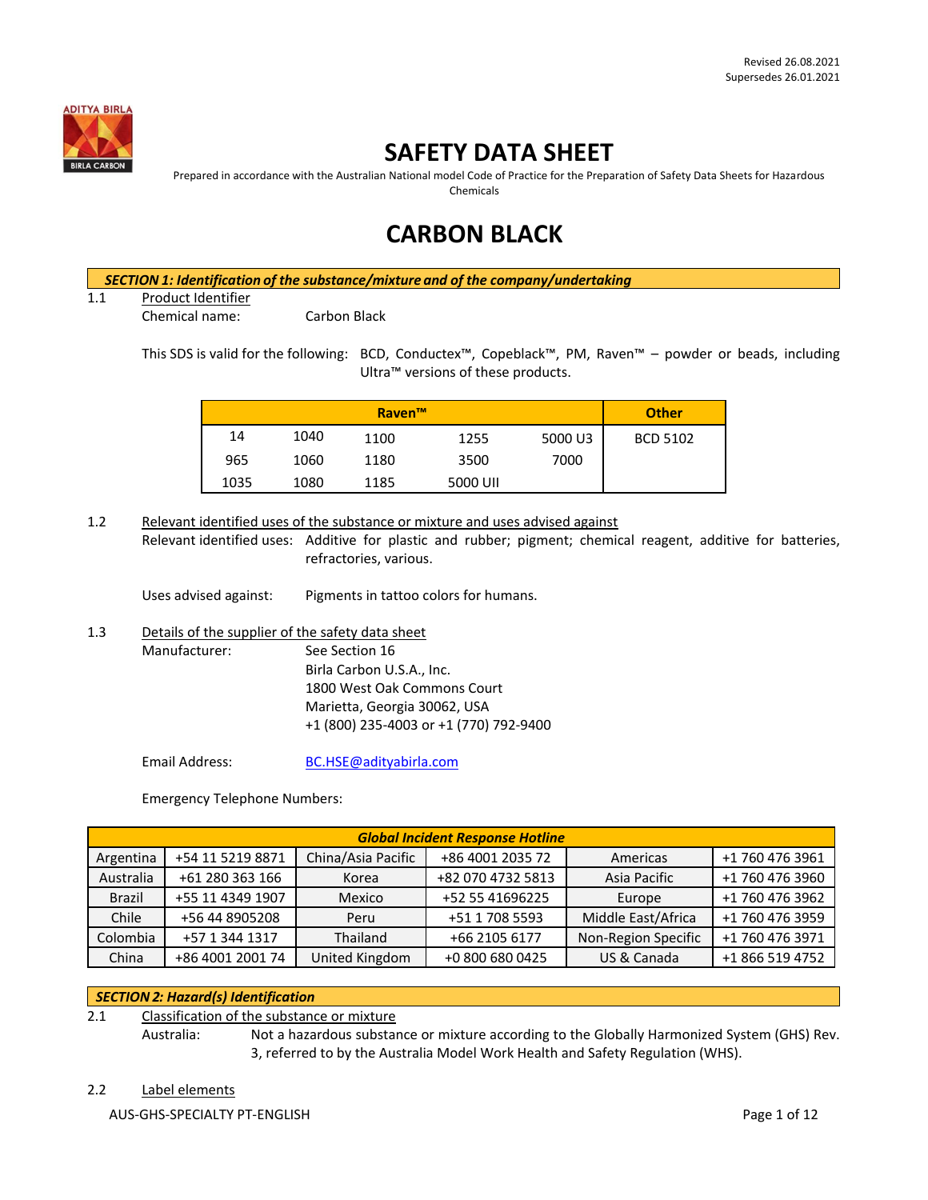Revised 26.08.2021
Supersedes 26.01.2021

# SAFETY DATA SHEET

Prepared in accordance with the Australian National model Code of Practice for the Preparation of Safety Data Sheets for Hazardous Chemicals

# CARBON BLACK

## SECTION 1: Identification of the substance/mixture and of the company/undertaking

1.1 Product Identifier

Chemical name: Carbon Black

This SDS is valid for the following: BCD, Conductex™, Copeblack™, PM, Raven™ – powder or beads, including Ultra™ versions of these products.

| Raven™ | | | | | Other |
|---|---|---|---|---|---|
| 14 | 1040 | 1100 | 1255 | 5000 U3 | BCD 5102 |
| 965 | 1060 | 1180 | 3500 | 7000 | |
| 1035 | 1080 | 1185 | 5000 UII | | |

1.2 Relevant identified uses of the substance or mixture and uses advised against

Relevant identified uses: Additive for plastic and rubber; pigment; chemical reagent, additive for batteries, refractories, various.

Uses advised against: Pigments in tattoo colors for humans.

1.3 Details of the supplier of the safety data sheet

Manufacturer: See Section 16
Birla Carbon U.S.A., Inc.
1800 West Oak Commons Court
Marietta, Georgia 30062, USA
+1 (800) 235-4003 or +1 (770) 792-9400

Email Address: BC.HSE@adityabirla.com

Emergency Telephone Numbers:

| Global Incident Response Hotline | | | | | |
|---|---|---|---|---|---|
| Argentina | +54 11 5219 8871 | China/Asia Pacific | +86 4001 2035 72 | Americas | +1 760 476 3961 |
| Australia | +61 280 363 166 | Korea | +82 070 4732 5813 | Asia Pacific | +1 760 476 3960 |
| Brazil | +55 11 4349 1907 | Mexico | +52 55 41696225 | Europe | +1 760 476 3962 |
| Chile | +56 44 8905208 | Peru | +51 1 708 5593 | Middle East/Africa | +1 760 476 3959 |
| Colombia | +57 1 344 1317 | Thailand | +66 2105 6177 | Non-Region Specific | +1 760 476 3971 |
| China | +86 4001 2001 74 | United Kingdom | +0 800 680 0425 | US & Canada | +1 866 519 4752 |

## SECTION 2: Hazard(s) Identification

2.1 Classification of the substance or mixture

Australia: Not a hazardous substance or mixture according to the Globally Harmonized System (GHS) Rev. 3, referred to by the Australia Model Work Health and Safety Regulation (WHS).

2.2 Label elements

AUS-GHS-SPECIALTY PT-ENGLISH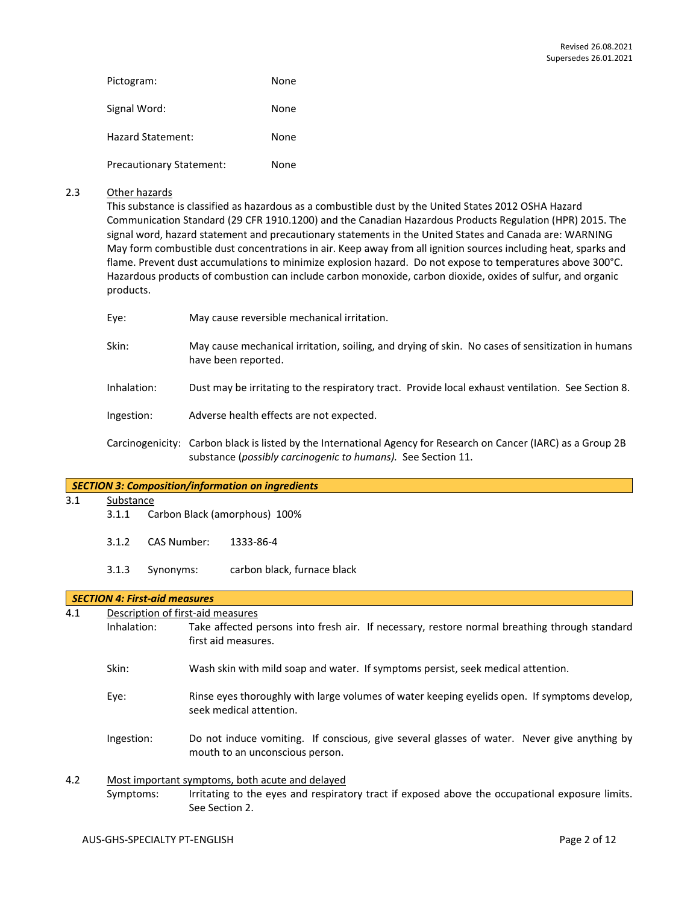| | |
|---|---|
| Pictogram: | None |
| Signal Word: | None |
| Hazard Statement: | None |
| Precautionary Statement: | None |

2.3 Other hazards

This substance is classified as hazardous as a combustible dust by the United States 2012 OSHA Hazard Communication Standard (29 CFR 1910.1200) and the Canadian Hazardous Products Regulation (HPR) 2015. The signal word, hazard statement and precautionary statements in the United States and Canada are: WARNING May form combustible dust concentrations in air. Keep away from all ignition sources including heat, sparks and flame. Prevent dust accumulations to minimize explosion hazard. Do not expose to temperatures above 300°C. Hazardous products of combustion can include carbon monoxide, carbon dioxide, oxides of sulfur, and organic products.

| | |
|---|---|
| Eye: | May cause reversible mechanical irritation. |
| Skin: | May cause mechanical irritation, soiling, and drying of skin. No cases of sensitization in humans have been reported. |
| Inhalation: | Dust may be irritating to the respiratory tract. Provide local exhaust ventilation. See Section 8. |
| Ingestion: | Adverse health effects are not expected. |
| Carcinogenicity: | Carbon black is listed by the International Agency for Research on Cancer (IARC) as a Group 2B substance (*possibly carcinogenic to humans).* See Section 11. |

## *SECTION 3: Composition/information on ingredients*

3.1 Substance

3.1.1 Carbon Black (amorphous) 100%

3.1.2 CAS Number: 1333-86-4

3.1.3 Synonyms: carbon black, furnace black

## *SECTION 4: First-aid measures*

4.1 Description of first-aid measures

| | |
|---|---|
| Inhalation: | Take affected persons into fresh air. If necessary, restore normal breathing through standard first aid measures. |
| Skin: | Wash skin with mild soap and water. If symptoms persist, seek medical attention. |
| Eye: | Rinse eyes thoroughly with large volumes of water keeping eyelids open. If symptoms develop, seek medical attention. |
| Ingestion: | Do not induce vomiting. If conscious, give several glasses of water. Never give anything by mouth to an unconscious person. |

4.2 Most important symptoms, both acute and delayed

| | |
|---|---|
| Symptoms: | Irritating to the eyes and respiratory tract if exposed above the occupational exposure limits. See Section 2. |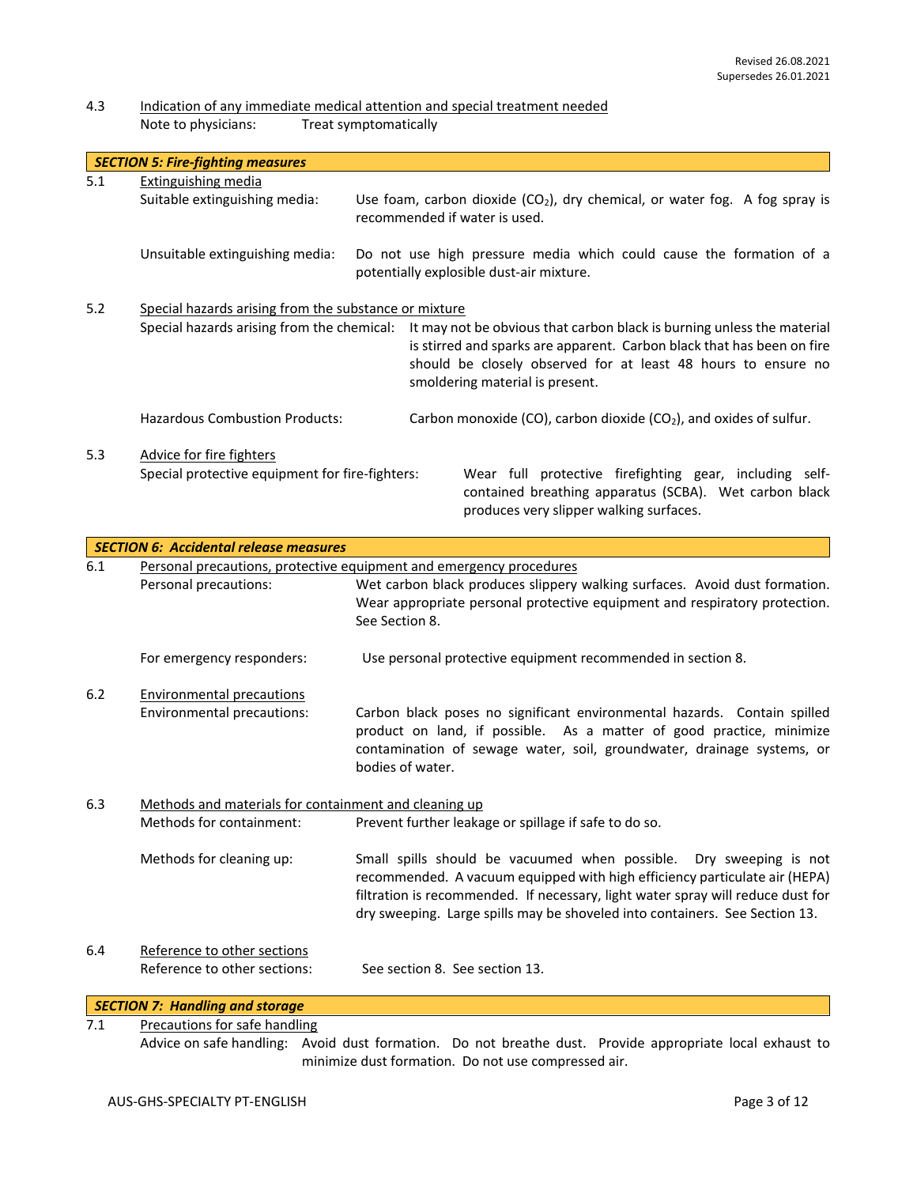4.3 Indication of any immediate medical attention and special treatment needed

Note to physicians: Treat symptomatically

## SECTION 5: Fire-fighting measures

5.1 Extinguishing media

Suitable extinguishing media: Use foam, carbon dioxide ($CO_2$), dry chemical, or water fog. A fog spray is recommended if water is used.

Unsuitable extinguishing media: Do not use high pressure media which could cause the formation of a potentially explosible dust-air mixture.

5.2 Special hazards arising from the substance or mixture

Special hazards arising from the chemical: It may not be obvious that carbon black is burning unless the material is stirred and sparks are apparent. Carbon black that has been on fire should be closely observed for at least 48 hours to ensure no smoldering material is present.

Hazardous Combustion Products: Carbon monoxide (CO), carbon dioxide ($CO_2$), and oxides of sulfur.

5.3 Advice for fire fighters

Special protective equipment for fire-fighters: Wear full protective firefighting gear, including self-contained breathing apparatus (SCBA). Wet carbon black produces very slipper walking surfaces.

## SECTION 6: Accidental release measures

6.1 Personal precautions, protective equipment and emergency procedures

Personal precautions: Wet carbon black produces slippery walking surfaces. Avoid dust formation. Wear appropriate personal protective equipment and respiratory protection. See Section 8.

For emergency responders: Use personal protective equipment recommended in section 8.

6.2 Environmental precautions

Environmental precautions: Carbon black poses no significant environmental hazards. Contain spilled product on land, if possible. As a matter of good practice, minimize contamination of sewage water, soil, groundwater, drainage systems, or bodies of water.

6.3 Methods and materials for containment and cleaning up

Methods for containment: Prevent further leakage or spillage if safe to do so.

Methods for cleaning up: Small spills should be vacuumed when possible. Dry sweeping is not recommended. A vacuum equipped with high efficiency particulate air (HEPA) filtration is recommended. If necessary, light water spray will reduce dust for dry sweeping. Large spills may be shoveled into containers. See Section 13.

6.4 Reference to other sections

Reference to other sections: See section 8. See section 13.

## SECTION 7: Handling and storage

7.1 Precautions for safe handling

Advice on safe handling: Avoid dust formation. Do not breathe dust. Provide appropriate local exhaust to minimize dust formation. Do not use compressed air.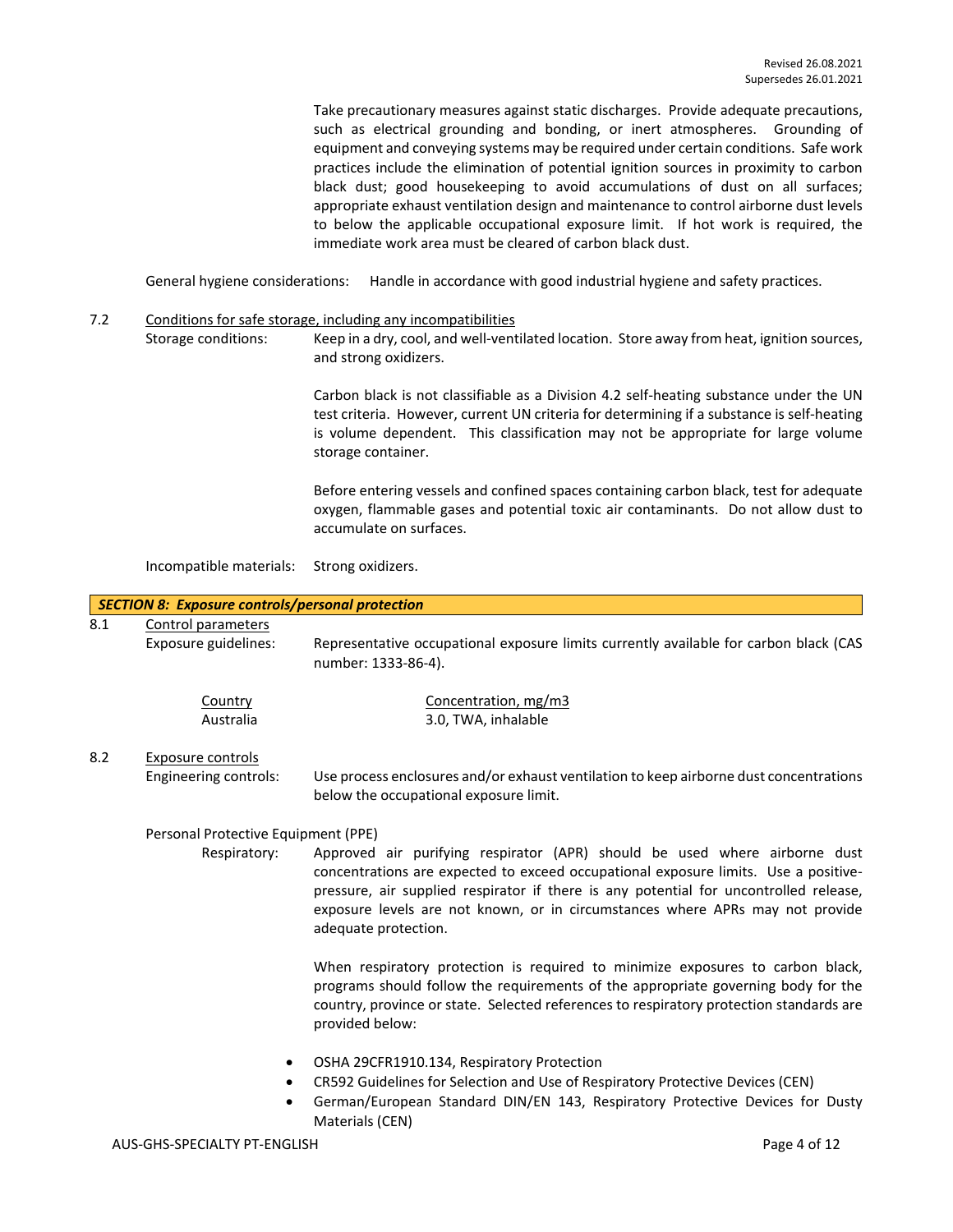Take precautionary measures against static discharges. Provide adequate precautions, such as electrical grounding and bonding, or inert atmospheres. Grounding of equipment and conveying systems may be required under certain conditions. Safe work practices include the elimination of potential ignition sources in proximity to carbon black dust; good housekeeping to avoid accumulations of dust on all surfaces; appropriate exhaust ventilation design and maintenance to control airborne dust levels to below the applicable occupational exposure limit. If hot work is required, the immediate work area must be cleared of carbon black dust.

General hygiene considerations: Handle in accordance with good industrial hygiene and safety practices.

7.2 Conditions for safe storage, including any incompatibilities

Storage conditions: Keep in a dry, cool, and well-ventilated location. Store away from heat, ignition sources, and strong oxidizers.

Carbon black is not classifiable as a Division 4.2 self-heating substance under the UN test criteria. However, current UN criteria for determining if a substance is self-heating is volume dependent. This classification may not be appropriate for large volume storage container.

Before entering vessels and confined spaces containing carbon black, test for adequate oxygen, flammable gases and potential toxic air contaminants. Do not allow dust to accumulate on surfaces.

Incompatible materials: Strong oxidizers.

## *SECTION 8: Exposure controls/personal protection*

8.1 Control parameters

Exposure guidelines: Representative occupational exposure limits currently available for carbon black (CAS number: 1333-86-4).

| Country | Concentration, mg/m3 |
| --- | --- |
| Australia | 3.0, TWA, inhalable |

8.2 Exposure controls

Engineering controls: Use process enclosures and/or exhaust ventilation to keep airborne dust concentrations below the occupational exposure limit.

Personal Protective Equipment (PPE)

Respiratory: Approved air purifying respirator (APR) should be used where airborne dust concentrations are expected to exceed occupational exposure limits. Use a positive-pressure, air supplied respirator if there is any potential for uncontrolled release, exposure levels are not known, or in circumstances where APRs may not provide adequate protection.

When respiratory protection is required to minimize exposures to carbon black, programs should follow the requirements of the appropriate governing body for the country, province or state. Selected references to respiratory protection standards are provided below:

- OSHA 29CFR1910.134, Respiratory Protection
- CR592 Guidelines for Selection and Use of Respiratory Protective Devices (CEN)
- German/European Standard DIN/EN 143, Respiratory Protective Devices for Dusty Materials (CEN)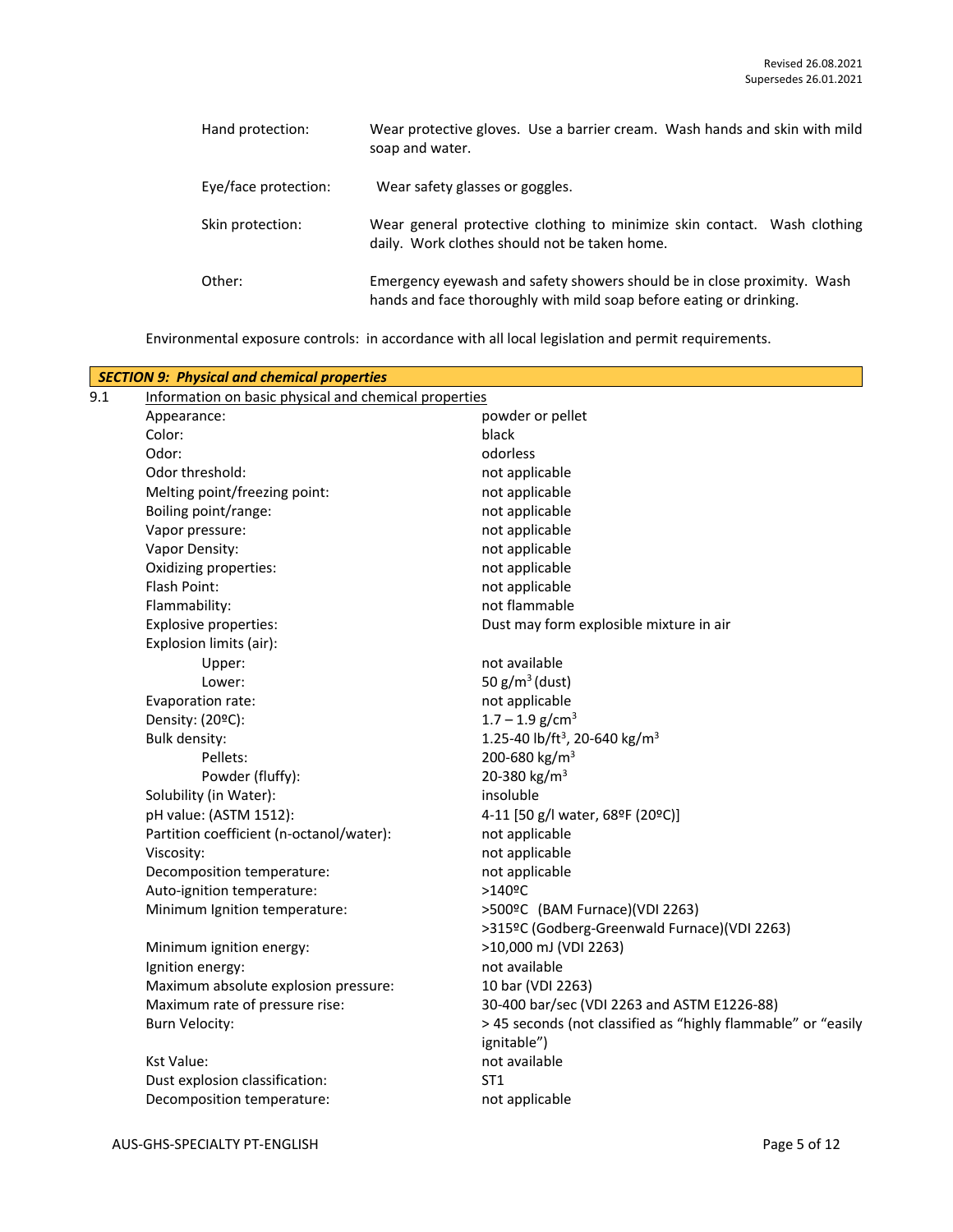| | |
|---|---|
| Hand protection: | Wear protective gloves. Use a barrier cream. Wash hands and skin with mild soap and water. |
| Eye/face protection: | Wear safety glasses or goggles. |
| Skin protection: | Wear general protective clothing to minimize skin contact. Wash clothing daily. Work clothes should not be taken home. |
| Other: | Emergency eyewash and safety showers should be in close proximity. Wash hands and face thoroughly with mild soap before eating or drinking. |

Environmental exposure controls: in accordance with all local legislation and permit requirements.

## *SECTION 9: Physical and chemical properties*

9.1 Information on basic physical and chemical properties

| | |
|---|---|
| Appearance: | powder or pellet |
| Color: | black |
| Odor: | odorless |
| Odor threshold: | not applicable |
| Melting point/freezing point: | not applicable |
| Boiling point/range: | not applicable |
| Vapor pressure: | not applicable |
| Vapor Density: | not applicable |
| Oxidizing properties: | not applicable |
| Flash Point: | not applicable |
| Flammability: | not flammable |
| Explosive properties: | Dust may form explosible mixture in air |
| Explosion limits (air): | |
| Upper: | not available |
| Lower: | 50 g/m$^3$ (dust) |
| Evaporation rate: | not applicable |
| Density: (20ºC): | 1.7 – 1.9 g/cm$^3$ |
| Bulk density: | 1.25-40 lb/ft$^3$, 20-640 kg/m$^3$ |
| Pellets: | 200-680 kg/m$^3$ |
| Powder (fluffy): | 20-380 kg/m$^3$ |
| Solubility (in Water): | insoluble |
| pH value: (ASTM 1512): | 4-11 [50 g/l water, 68ºF (20ºC)] |
| Partition coefficient (n-octanol/water): | not applicable |
| Viscosity: | not applicable |
| Decomposition temperature: | not applicable |
| Auto-ignition temperature: | >140ºC |
| Minimum Ignition temperature: | >500ºC (BAM Furnace)(VDI 2263)<br>>315ºC (Godberg-Greenwald Furnace)(VDI 2263) |
| Minimum ignition energy: | >10,000 mJ (VDI 2263) |
| Ignition energy: | not available |
| Maximum absolute explosion pressure: | 10 bar (VDI 2263) |
| Maximum rate of pressure rise: | 30-400 bar/sec (VDI 2263 and ASTM E1226-88) |
| Burn Velocity: | > 45 seconds (not classified as "highly flammable" or "easily ignitable") |
| Kst Value: | not available |
| Dust explosion classification: | ST1 |
| Decomposition temperature: | not applicable |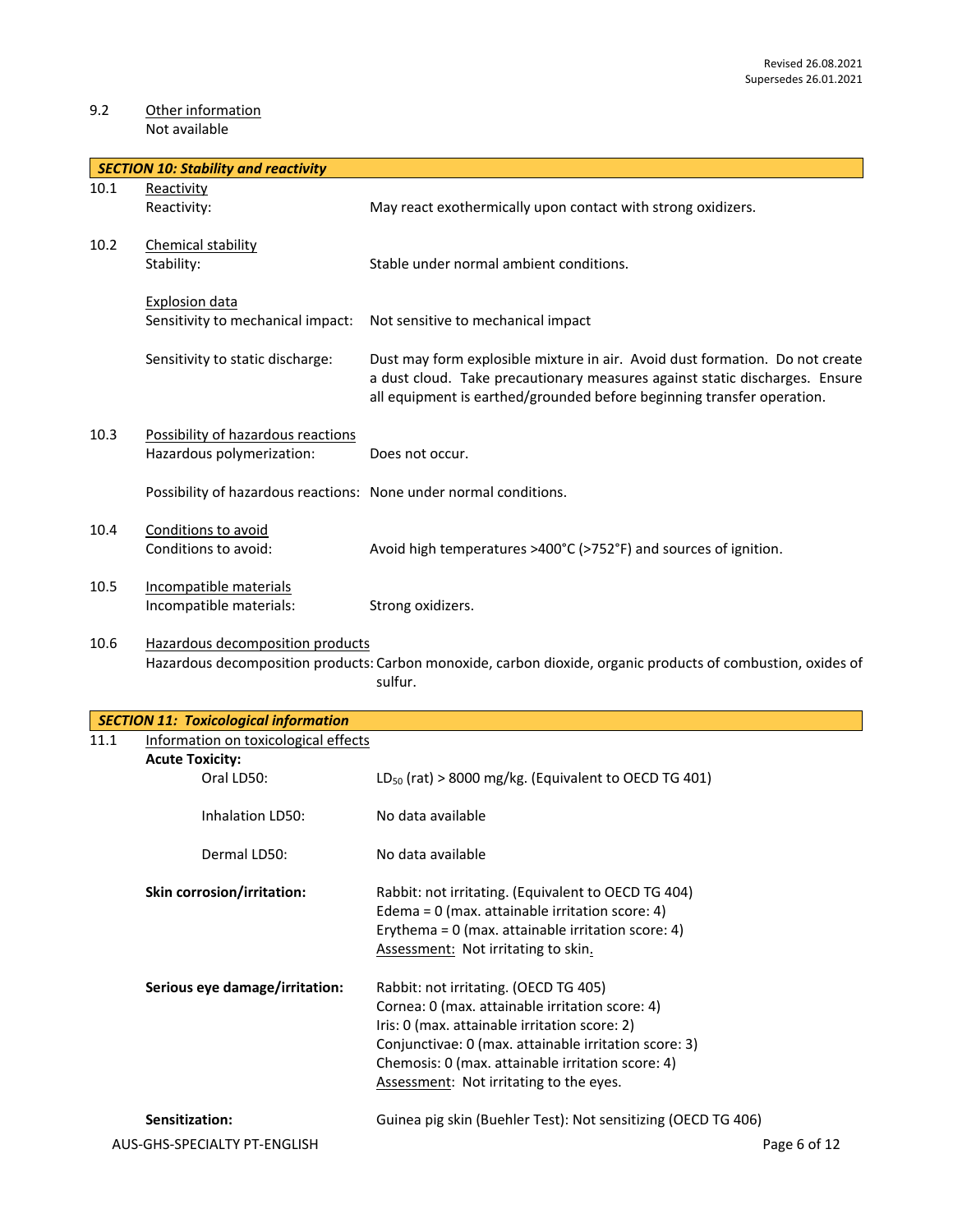Revised 26.08.2021
Supersedes 26.01.2021

9.2 Other information
Not available

## SECTION 10: Stability and reactivity

10.1 Reactivity

Reactivity: May react exothermically upon contact with strong oxidizers.

10.2 Chemical stability

Stability: Stable under normal ambient conditions.

Explosion data

Sensitivity to mechanical impact: Not sensitive to mechanical impact

Sensitivity to static discharge: Dust may form explosible mixture in air. Avoid dust formation. Do not create a dust cloud. Take precautionary measures against static discharges. Ensure all equipment is earthed/grounded before beginning transfer operation.

10.3 Possibility of hazardous reactions

Hazardous polymerization: Does not occur.

Possibility of hazardous reactions: None under normal conditions.

10.4 Conditions to avoid

Conditions to avoid: Avoid high temperatures >400°C (>752°F) and sources of ignition.

10.5 Incompatible materials

Incompatible materials: Strong oxidizers.

10.6 Hazardous decomposition products

Hazardous decomposition products: Carbon monoxide, carbon dioxide, organic products of combustion, oxides of sulfur.

## SECTION 11: Toxicological information

11.1 Information on toxicological effects

**Acute Toxicity:**

Oral LD50: $LD_{50}$ (rat) > 8000 mg/kg. (Equivalent to OECD TG 401)

Inhalation LD50: No data available

Dermal LD50: No data available

**Skin corrosion/irritation:** Rabbit: not irritating. (Equivalent to OECD TG 404)
Edema = 0 (max. attainable irritation score: 4)
Erythema = 0 (max. attainable irritation score: 4)
Assessment: Not irritating to skin.

**Serious eye damage/irritation:** Rabbit: not irritating. (OECD TG 405)
Cornea: 0 (max. attainable irritation score: 4)
Iris: 0 (max. attainable irritation score: 2)
Conjunctivae: 0 (max. attainable irritation score: 3)
Chemosis: 0 (max. attainable irritation score: 4)
Assessment: Not irritating to the eyes.

**Sensitization:** Guinea pig skin (Buehler Test): Not sensitizing (OECD TG 406)

AUS-GHS-SPECIALTY PT-ENGLISH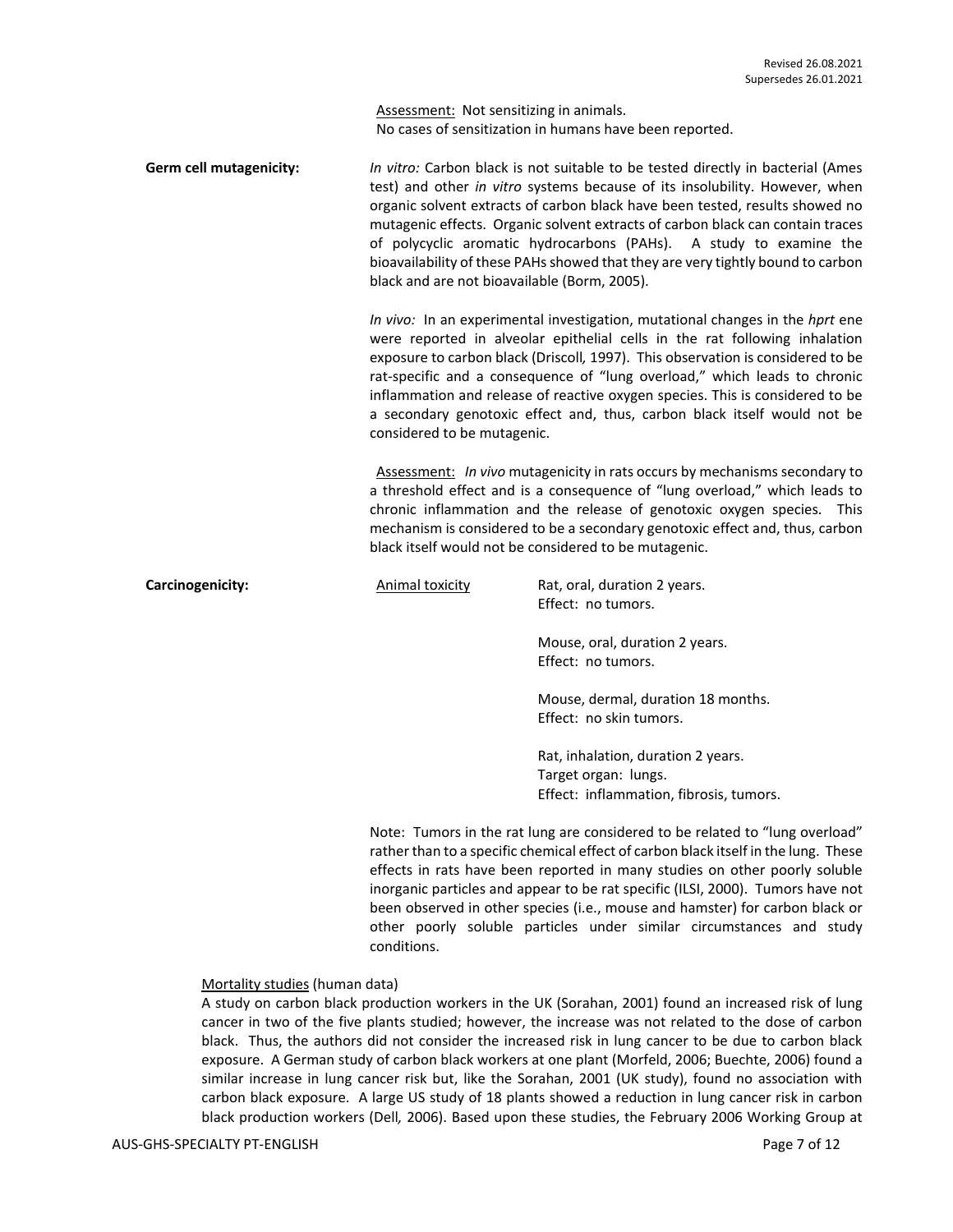Assessment: Not sensitizing in animals.
No cases of sensitization in humans have been reported.

**Germ cell mutagenicity:**

*In vitro:* Carbon black is not suitable to be tested directly in bacterial (Ames test) and other *in vitro* systems because of its insolubility. However, when organic solvent extracts of carbon black have been tested, results showed no mutagenic effects. Organic solvent extracts of carbon black can contain traces of polycyclic aromatic hydrocarbons (PAHs). A study to examine the bioavailability of these PAHs showed that they are very tightly bound to carbon black and are not bioavailable (Borm, 2005).

*In vivo:* In an experimental investigation, mutational changes in the *hprt* ene were reported in alveolar epithelial cells in the rat following inhalation exposure to carbon black (Driscoll*,* 1997). This observation is considered to be rat-specific and a consequence of "lung overload," which leads to chronic inflammation and release of reactive oxygen species. This is considered to be a secondary genotoxic effect and, thus, carbon black itself would not be considered to be mutagenic.

Assessment: *In vivo* mutagenicity in rats occurs by mechanisms secondary to a threshold effect and is a consequence of "lung overload," which leads to chronic inflammation and the release of genotoxic oxygen species. This mechanism is considered to be a secondary genotoxic effect and, thus, carbon black itself would not be considered to be mutagenic.

**Carcinogenicity:**

Animal toxicity

Rat, oral, duration 2 years.
Effect: no tumors.

Mouse, oral, duration 2 years.
Effect: no tumors.

Mouse, dermal, duration 18 months.
Effect: no skin tumors.

Rat, inhalation, duration 2 years.
Target organ: lungs.
Effect: inflammation, fibrosis, tumors.

Note: Tumors in the rat lung are considered to be related to "lung overload" rather than to a specific chemical effect of carbon black itself in the lung. These effects in rats have been reported in many studies on other poorly soluble inorganic particles and appear to be rat specific (ILSI, 2000). Tumors have not been observed in other species (i.e., mouse and hamster) for carbon black or other poorly soluble particles under similar circumstances and study conditions.

Mortality studies (human data)

A study on carbon black production workers in the UK (Sorahan, 2001) found an increased risk of lung cancer in two of the five plants studied; however, the increase was not related to the dose of carbon black. Thus, the authors did not consider the increased risk in lung cancer to be due to carbon black exposure. A German study of carbon black workers at one plant (Morfeld, 2006; Buechte, 2006) found a similar increase in lung cancer risk but, like the Sorahan, 2001 (UK study), found no association with carbon black exposure. A large US study of 18 plants showed a reduction in lung cancer risk in carbon black production workers (Dell*,* 2006). Based upon these studies, the February 2006 Working Group at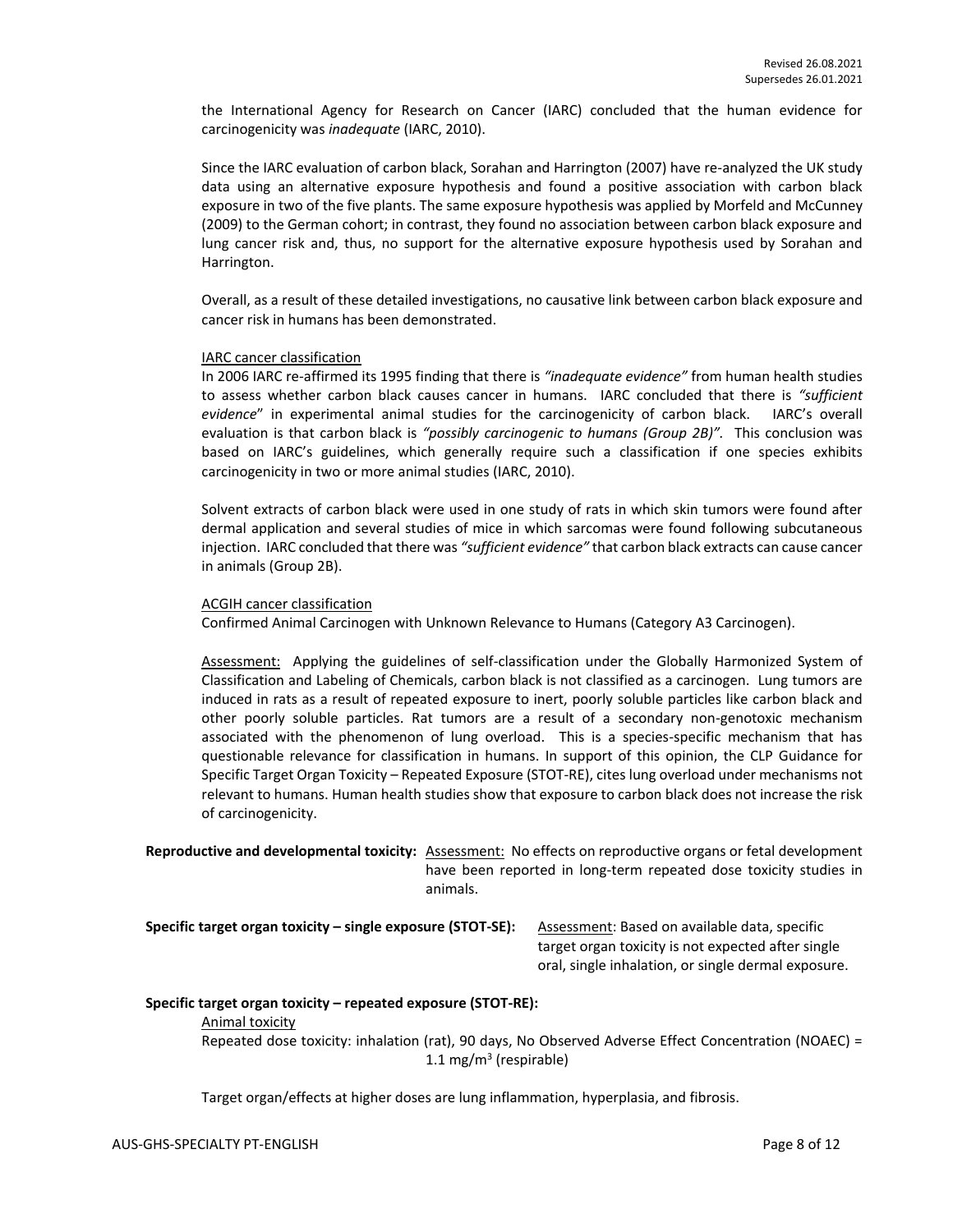the International Agency for Research on Cancer (IARC) concluded that the human evidence for carcinogenicity was *inadequate* (IARC, 2010).

Since the IARC evaluation of carbon black, Sorahan and Harrington (2007) have re-analyzed the UK study data using an alternative exposure hypothesis and found a positive association with carbon black exposure in two of the five plants. The same exposure hypothesis was applied by Morfeld and McCunney (2009) to the German cohort; in contrast, they found no association between carbon black exposure and lung cancer risk and, thus, no support for the alternative exposure hypothesis used by Sorahan and Harrington.

Overall, as a result of these detailed investigations, no causative link between carbon black exposure and cancer risk in humans has been demonstrated.

IARC cancer classification

In 2006 IARC re-affirmed its 1995 finding that there is *"inadequate evidence"* from human health studies to assess whether carbon black causes cancer in humans. IARC concluded that there is *"sufficient evidence*" in experimental animal studies for the carcinogenicity of carbon black. IARC's overall evaluation is that carbon black is *"possibly carcinogenic to humans (Group 2B)"*. This conclusion was based on IARC's guidelines, which generally require such a classification if one species exhibits carcinogenicity in two or more animal studies (IARC, 2010).

Solvent extracts of carbon black were used in one study of rats in which skin tumors were found after dermal application and several studies of mice in which sarcomas were found following subcutaneous injection. IARC concluded that there was *"sufficient evidence"* that carbon black extracts can cause cancer in animals (Group 2B).

ACGIH cancer classification

Confirmed Animal Carcinogen with Unknown Relevance to Humans (Category A3 Carcinogen).

Assessment: Applying the guidelines of self-classification under the Globally Harmonized System of Classification and Labeling of Chemicals, carbon black is not classified as a carcinogen. Lung tumors are induced in rats as a result of repeated exposure to inert, poorly soluble particles like carbon black and other poorly soluble particles. Rat tumors are a result of a secondary non-genotoxic mechanism associated with the phenomenon of lung overload. This is a species-specific mechanism that has questionable relevance for classification in humans. In support of this opinion, the CLP Guidance for Specific Target Organ Toxicity – Repeated Exposure (STOT-RE), cites lung overload under mechanisms not relevant to humans. Human health studies show that exposure to carbon black does not increase the risk of carcinogenicity.

**Reproductive and developmental toxicity:** Assessment: No effects on reproductive organs or fetal development have been reported in long-term repeated dose toxicity studies in animals.

**Specific target organ toxicity – single exposure (STOT-SE):** Assessment: Based on available data, specific target organ toxicity is not expected after single oral, single inhalation, or single dermal exposure.

**Specific target organ toxicity – repeated exposure (STOT-RE):**

Animal toxicity

Repeated dose toxicity: inhalation (rat), 90 days, No Observed Adverse Effect Concentration (NOAEC) = 1.1 mg/m$^3$ (respirable)

Target organ/effects at higher doses are lung inflammation, hyperplasia, and fibrosis.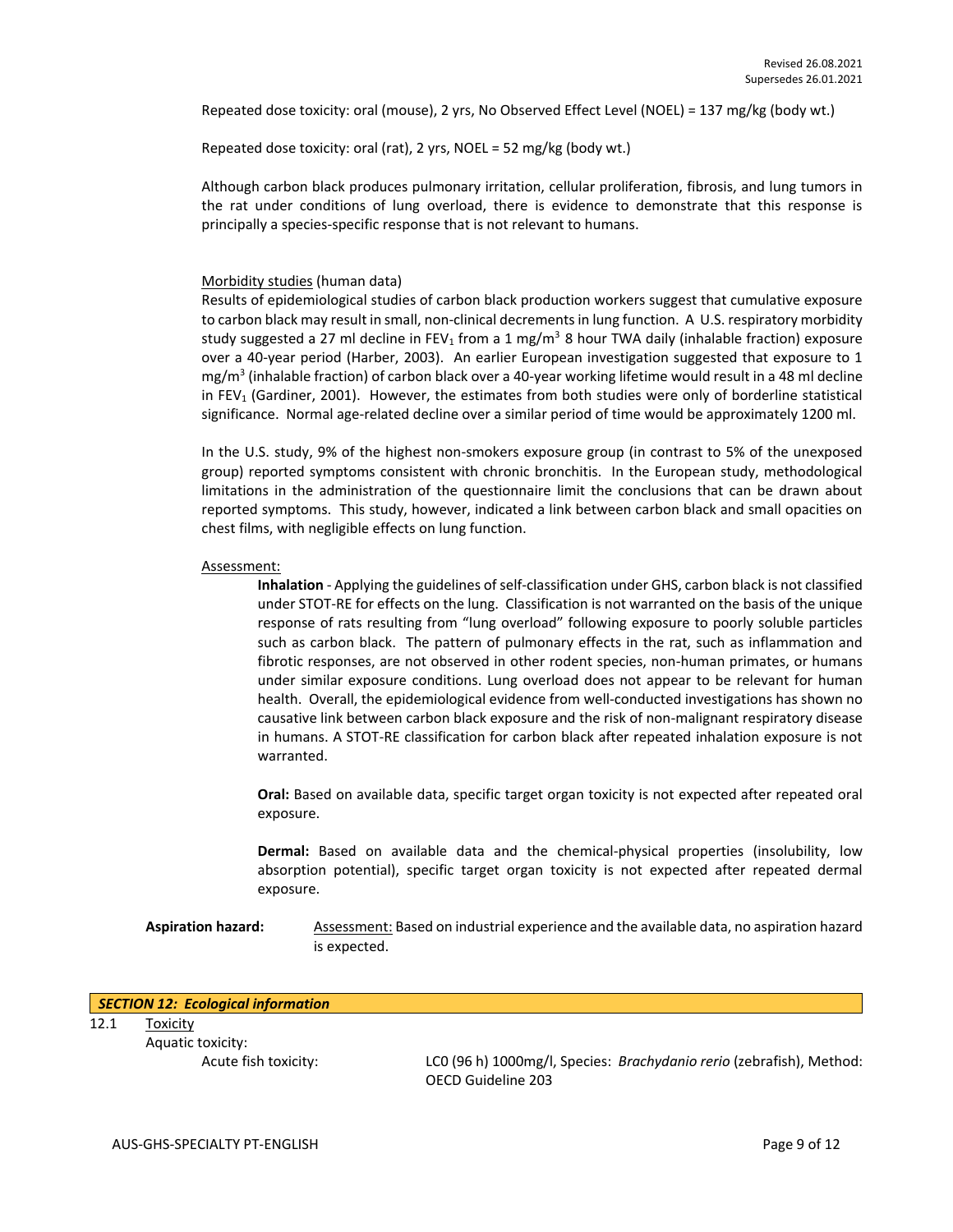Repeated dose toxicity: oral (mouse), 2 yrs, No Observed Effect Level (NOEL) = 137 mg/kg (body wt.)

Repeated dose toxicity: oral (rat), 2 yrs, NOEL = 52 mg/kg (body wt.)

Although carbon black produces pulmonary irritation, cellular proliferation, fibrosis, and lung tumors in the rat under conditions of lung overload, there is evidence to demonstrate that this response is principally a species-specific response that is not relevant to humans.

Morbidity studies (human data)

Results of epidemiological studies of carbon black production workers suggest that cumulative exposure to carbon black may result in small, non-clinical decrements in lung function. A U.S. respiratory morbidity study suggested a 27 ml decline in $FEV_1$ from a 1 $mg/m^3$ 8 hour TWA daily (inhalable fraction) exposure over a 40-year period (Harber, 2003). An earlier European investigation suggested that exposure to 1 $mg/m^3$ (inhalable fraction) of carbon black over a 40-year working lifetime would result in a 48 ml decline in $FEV_1$ (Gardiner, 2001). However, the estimates from both studies were only of borderline statistical significance. Normal age-related decline over a similar period of time would be approximately 1200 ml.

In the U.S. study, 9% of the highest non-smokers exposure group (in contrast to 5% of the unexposed group) reported symptoms consistent with chronic bronchitis. In the European study, methodological limitations in the administration of the questionnaire limit the conclusions that can be drawn about reported symptoms. This study, however, indicated a link between carbon black and small opacities on chest films, with negligible effects on lung function.

Assessment:

**Inhalation** - Applying the guidelines of self-classification under GHS, carbon black is not classified under STOT-RE for effects on the lung. Classification is not warranted on the basis of the unique response of rats resulting from "lung overload" following exposure to poorly soluble particles such as carbon black. The pattern of pulmonary effects in the rat, such as inflammation and fibrotic responses, are not observed in other rodent species, non-human primates, or humans under similar exposure conditions. Lung overload does not appear to be relevant for human health. Overall, the epidemiological evidence from well-conducted investigations has shown no causative link between carbon black exposure and the risk of non-malignant respiratory disease in humans. A STOT-RE classification for carbon black after repeated inhalation exposure is not warranted.

**Oral:** Based on available data, specific target organ toxicity is not expected after repeated oral exposure.

**Dermal:** Based on available data and the chemical-physical properties (insolubility, low absorption potential), specific target organ toxicity is not expected after repeated dermal exposure.

**Aspiration hazard:** Assessment: Based on industrial experience and the available data, no aspiration hazard is expected.

## *SECTION 12: Ecological information*

12.1 Toxicity

Aquatic toxicity:

Acute fish toxicity: LC0 (96 h) 1000mg/l, Species: *Brachydanio rerio* (zebrafish), Method: OECD Guideline 203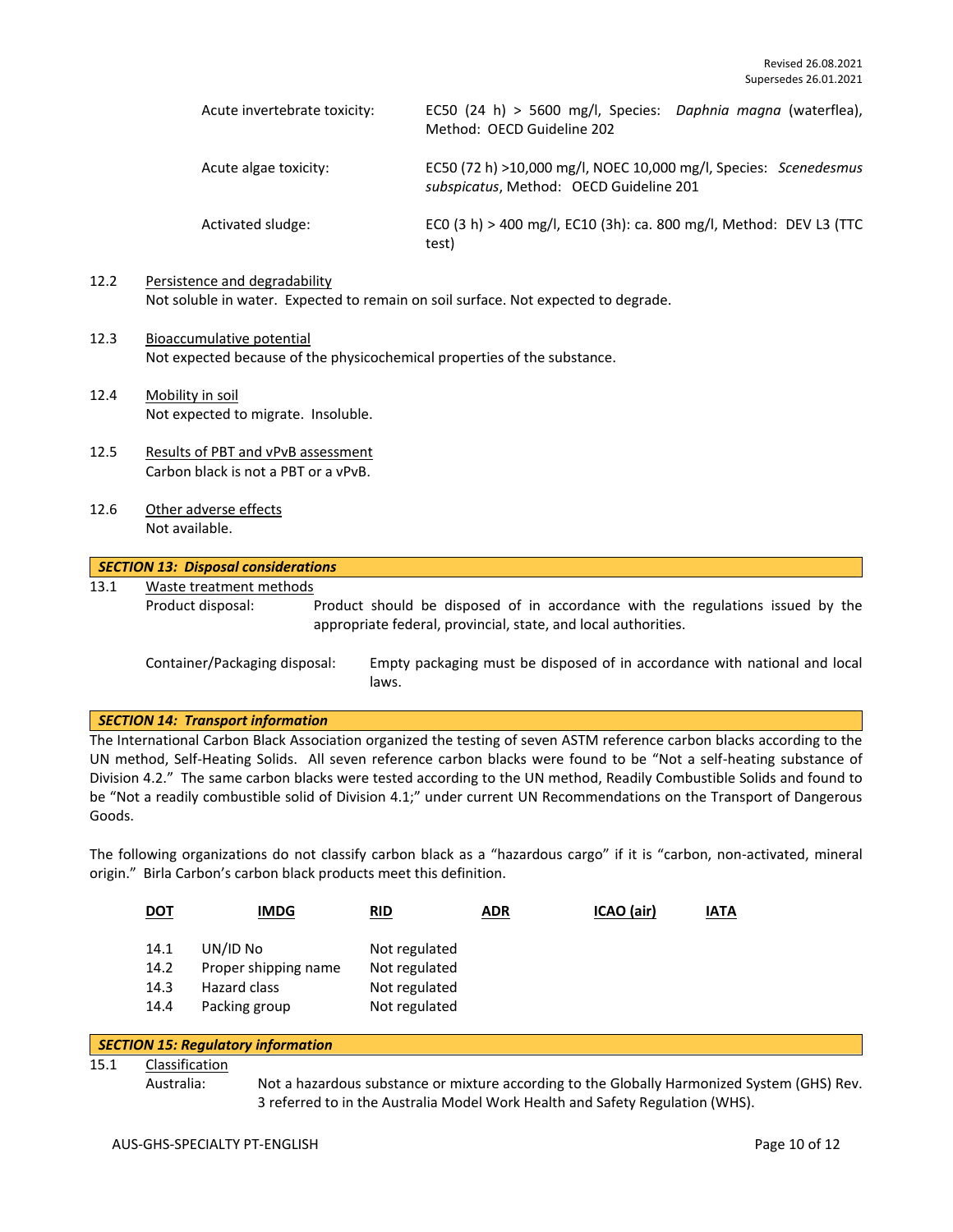| | |
|---|---|
| Acute invertebrate toxicity: | EC50 (24 h) > 5600 mg/l, Species: *Daphnia magna* (waterflea), Method: OECD Guideline 202 |
| Acute algae toxicity: | EC50 (72 h) >10,000 mg/l, NOEC 10,000 mg/l, Species: *Scenedesmus subspicatus*, Method: OECD Guideline 201 |
| Activated sludge: | EC0 (3 h) > 400 mg/l, EC10 (3h): ca. 800 mg/l, Method: DEV L3 (TTC test) |

12.2 Persistence and degradability
Not soluble in water. Expected to remain on soil surface. Not expected to degrade.

12.3 Bioaccumulative potential
Not expected because of the physicochemical properties of the substance.

12.4 Mobility in soil
Not expected to migrate. Insoluble.

12.5 Results of PBT and vPvB assessment
Carbon black is not a PBT or a vPvB.

12.6 Other adverse effects
Not available.

## *SECTION 13: Disposal considerations*

13.1 Waste treatment methods

Product disposal: Product should be disposed of in accordance with the regulations issued by the appropriate federal, provincial, state, and local authorities.

Container/Packaging disposal: Empty packaging must be disposed of in accordance with national and local laws.

## *SECTION 14: Transport information*

The International Carbon Black Association organized the testing of seven ASTM reference carbon blacks according to the UN method, Self-Heating Solids. All seven reference carbon blacks were found to be "Not a self-heating substance of Division 4.2." The same carbon blacks were tested according to the UN method, Readily Combustible Solids and found to be "Not a readily combustible solid of Division 4.1;" under current UN Recommendations on the Transport of Dangerous Goods.

The following organizations do not classify carbon black as a "hazardous cargo" if it is "carbon, non-activated, mineral origin." Birla Carbon's carbon black products meet this definition.

**DOT** **IMDG** **RID** **ADR** **ICAO (air)** **IATA**

| | | |
|---|---|---|
| 14.1 | UN/ID No | Not regulated |
| 14.2 | Proper shipping name | Not regulated |
| 14.3 | Hazard class | Not regulated |
| 14.4 | Packing group | Not regulated |

## *SECTION 15: Regulatory information*

15.1 Classification

Australia: Not a hazardous substance or mixture according to the Globally Harmonized System (GHS) Rev. 3 referred to in the Australia Model Work Health and Safety Regulation (WHS).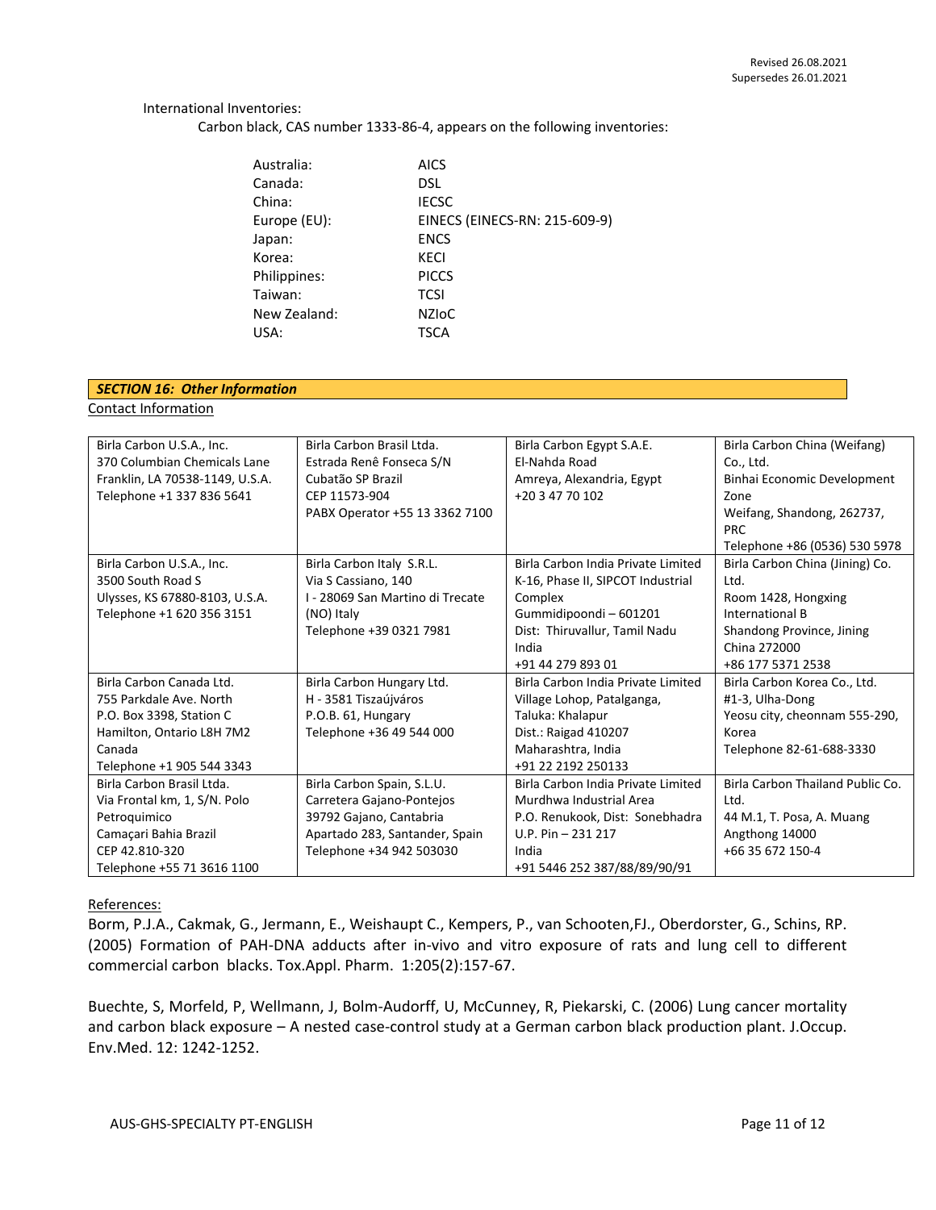International Inventories:

Carbon black, CAS number 1333-86-4, appears on the following inventories:

| | |
|---|---|
| Australia: | AICS |
| Canada: | DSL |
| China: | IECSC |
| Europe (EU): | EINECS (EINECS-RN: 215-609-9) |
| Japan: | ENCS |
| Korea: | KECI |
| Philippines: | PICCS |
| Taiwan: | TCSI |
| New Zealand: | NZIoC |
| USA: | TSCA |

## *SECTION 16: Other Information*

Contact Information

| | | | |
|---|---|---|---|
| Birla Carbon U.S.A., Inc.<br>370 Columbian Chemicals Lane<br>Franklin, LA 70538-1149, U.S.A.<br>Telephone +1 337 836 5641 | Birla Carbon Brasil Ltda.<br>Estrada Renê Fonseca S/N<br>Cubatão SP Brazil<br>CEP 11573-904<br>PABX Operator +55 13 3362 7100 | Birla Carbon Egypt S.A.E.<br>El-Nahda Road<br>Amreya, Alexandria, Egypt<br>+20 3 47 70 102 | Birla Carbon China (Weifang) Co., Ltd.<br>Binhai Economic Development Zone<br>Weifang, Shandong, 262737, PRC<br>Telephone +86 (0536) 530 5978 |
| Birla Carbon U.S.A., Inc.<br>3500 South Road S<br>Ulysses, KS 67880-8103, U.S.A.<br>Telephone +1 620 356 3151 | Birla Carbon Italy S.R.L.<br>Via S Cassiano, 140<br>I - 28069 San Martino di Trecate (NO) Italy<br>Telephone +39 0321 7981 | Birla Carbon India Private Limited<br>K-16, Phase II, SIPCOT Industrial Complex<br>Gummidipoondi – 601201<br>Dist: Thiruvallur, Tamil Nadu<br>India<br>+91 44 279 893 01 | Birla Carbon China (Jining) Co. Ltd.<br>Room 1428, Hongxing International B<br>Shandong Province, Jining<br>China 272000<br>+86 177 5371 2538 |
| Birla Carbon Canada Ltd.<br>755 Parkdale Ave. North<br>P.O. Box 3398, Station C<br>Hamilton, Ontario L8H 7M2<br>Canada<br>Telephone +1 905 544 3343 | Birla Carbon Hungary Ltd.<br>H - 3581 Tiszaújváros<br>P.O.B. 61, Hungary<br>Telephone +36 49 544 000 | Birla Carbon India Private Limited<br>Village Lohop, Patalganga,<br>Taluka: Khalapur<br>Dist.: Raigad 410207<br>Maharashtra, India<br>+91 22 2192 250133 | Birla Carbon Korea Co., Ltd.<br>#1-3, Ulha-Dong<br>Yeosu city, cheonnam 555-290, Korea<br>Telephone 82-61-688-3330 |
| Birla Carbon Brasil Ltda.<br>Via Frontal km, 1, S/N. Polo Petroquimico<br>Camaçari Bahia Brazil<br>CEP 42.810-320<br>Telephone +55 71 3616 1100 | Birla Carbon Spain, S.L.U.<br>Carretera Gajano-Pontejos<br>39792 Gajano, Cantabria<br>Apartado 283, Santander, Spain<br>Telephone +34 942 503030 | Birla Carbon India Private Limited<br>Murdhwa Industrial Area<br>P.O. Renukook, Dist: Sonebhadra<br>U.P. Pin – 231 217<br>India<br>+91 5446 252 387/88/89/90/91 | Birla Carbon Thailand Public Co. Ltd.<br>44 M.1, T. Posa, A. Muang<br>Angthong 14000<br>+66 35 672 150-4 |

References:

Borm, P.J.A., Cakmak, G., Jermann, E., Weishaupt C., Kempers, P., van Schooten,FJ., Oberdorster, G., Schins, RP. (2005) Formation of PAH-DNA adducts after in-vivo and vitro exposure of rats and lung cell to different commercial carbon blacks. Tox.Appl. Pharm. 1:205(2):157-67.

Buechte, S, Morfeld, P, Wellmann, J, Bolm-Audorff, U, McCunney, R, Piekarski, C. (2006) Lung cancer mortality and carbon black exposure – A nested case-control study at a German carbon black production plant. J.Occup. Env.Med. 12: 1242-1252.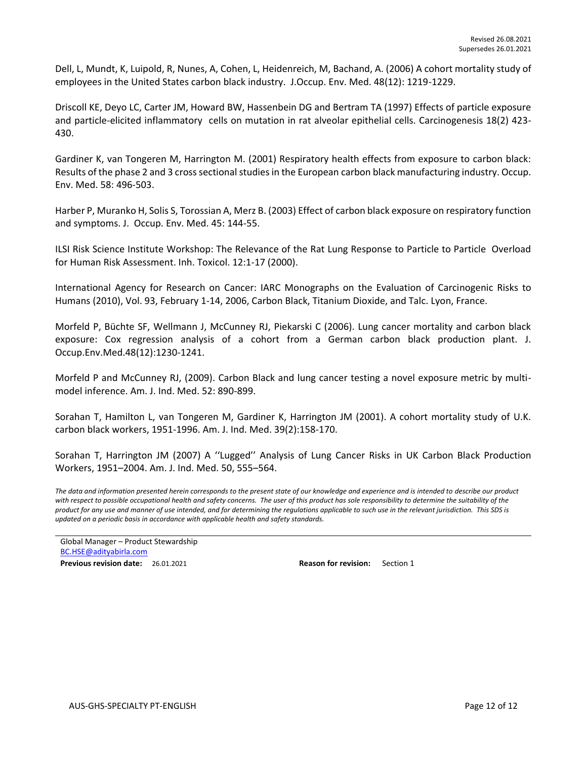Dell, L, Mundt, K, Luipold, R, Nunes, A, Cohen, L, Heidenreich, M, Bachand, A. (2006) A cohort mortality study of employees in the United States carbon black industry. J.Occup. Env. Med. 48(12): 1219-1229.

Driscoll KE, Deyo LC, Carter JM, Howard BW, Hassenbein DG and Bertram TA (1997) Effects of particle exposure and particle-elicited inflammatory cells on mutation in rat alveolar epithelial cells. Carcinogenesis 18(2) 423-430.

Gardiner K, van Tongeren M, Harrington M. (2001) Respiratory health effects from exposure to carbon black: Results of the phase 2 and 3 cross sectional studies in the European carbon black manufacturing industry. Occup. Env. Med. 58: 496-503.

Harber P, Muranko H, Solis S, Torossian A, Merz B. (2003) Effect of carbon black exposure on respiratory function and symptoms. J. Occup. Env. Med. 45: 144-55.

ILSI Risk Science Institute Workshop: The Relevance of the Rat Lung Response to Particle to Particle Overload for Human Risk Assessment. Inh. Toxicol. 12:1-17 (2000).

International Agency for Research on Cancer: IARC Monographs on the Evaluation of Carcinogenic Risks to Humans (2010), Vol. 93, February 1-14, 2006, Carbon Black, Titanium Dioxide, and Talc. Lyon, France.

Morfeld P, Büchte SF, Wellmann J, McCunney RJ, Piekarski C (2006). Lung cancer mortality and carbon black exposure: Cox regression analysis of a cohort from a German carbon black production plant. J. Occup.Env.Med.48(12):1230-1241.

Morfeld P and McCunney RJ, (2009). Carbon Black and lung cancer testing a novel exposure metric by multi-model inference. Am. J. Ind. Med. 52: 890-899.

Sorahan T, Hamilton L, van Tongeren M, Gardiner K, Harrington JM (2001). A cohort mortality study of U.K. carbon black workers, 1951-1996. Am. J. Ind. Med. 39(2):158-170.

Sorahan T, Harrington JM (2007) A ''Lugged'' Analysis of Lung Cancer Risks in UK Carbon Black Production Workers, 1951–2004. Am. J. Ind. Med. 50, 555–564.

*The data and information presented herein corresponds to the present state of our knowledge and experience and is intended to describe our product with respect to possible occupational health and safety concerns. The user of this product has sole responsibility to determine the suitability of the product for any use and manner of use intended, and for determining the regulations applicable to such use in the relevant jurisdiction. This SDS is updated on a periodic basis in accordance with applicable health and safety standards.*

Global Manager – Product Stewardship
BC.HSE@adityabirla.com

**Previous revision date:** 26.01.2021 **Reason for revision:** Section 1